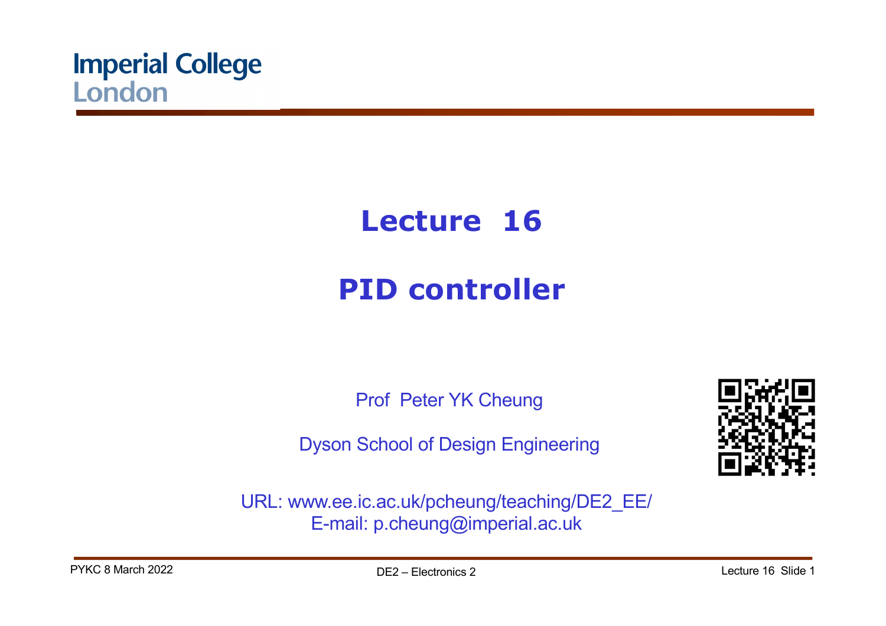Imperial College London

# Lecture 16

# PID controller

Prof Peter YK Cheung

Dyson School of Design Engineering

URL: www.ee.ic.ac.uk/pcheung/teaching/DE2_EE/
E-mail: p.cheung@imperial.ac.uk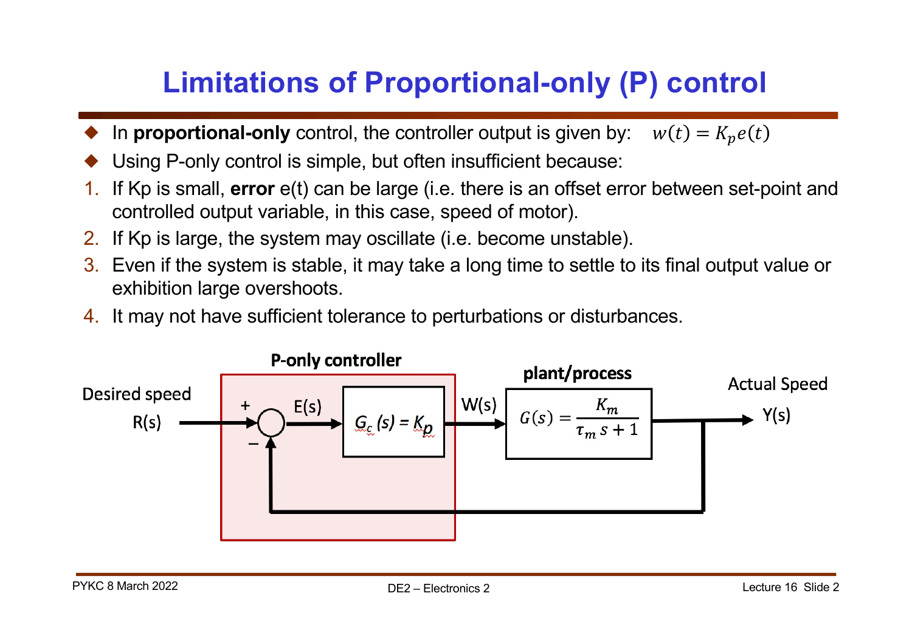# Limitations of Proportional-only (P) control

- In **proportional-only** control, the controller output is given by: $w(t) = K_p e(t)$
- Using P-only control is simple, but often insufficient because:

1. If Kp is small, **error** e(t) can be large (i.e. there is an offset error between set-point and controlled output variable, in this case, speed of motor).
2. If Kp is large, the system may oscillate (i.e. become unstable).
3. Even if the system is stable, it may take a long time to settle to its final output value or exhibition large overshoots.
4. It may not have sufficient tolerance to perturbations or disturbances.

P-only controller

plant/process

Desired speed

R(s)

+

−

E(s)

$G_c(s) = K_p$

W(s)

$$G(s) = \frac{K_m}{\tau_m s + 1}$$

Actual Speed

Y(s)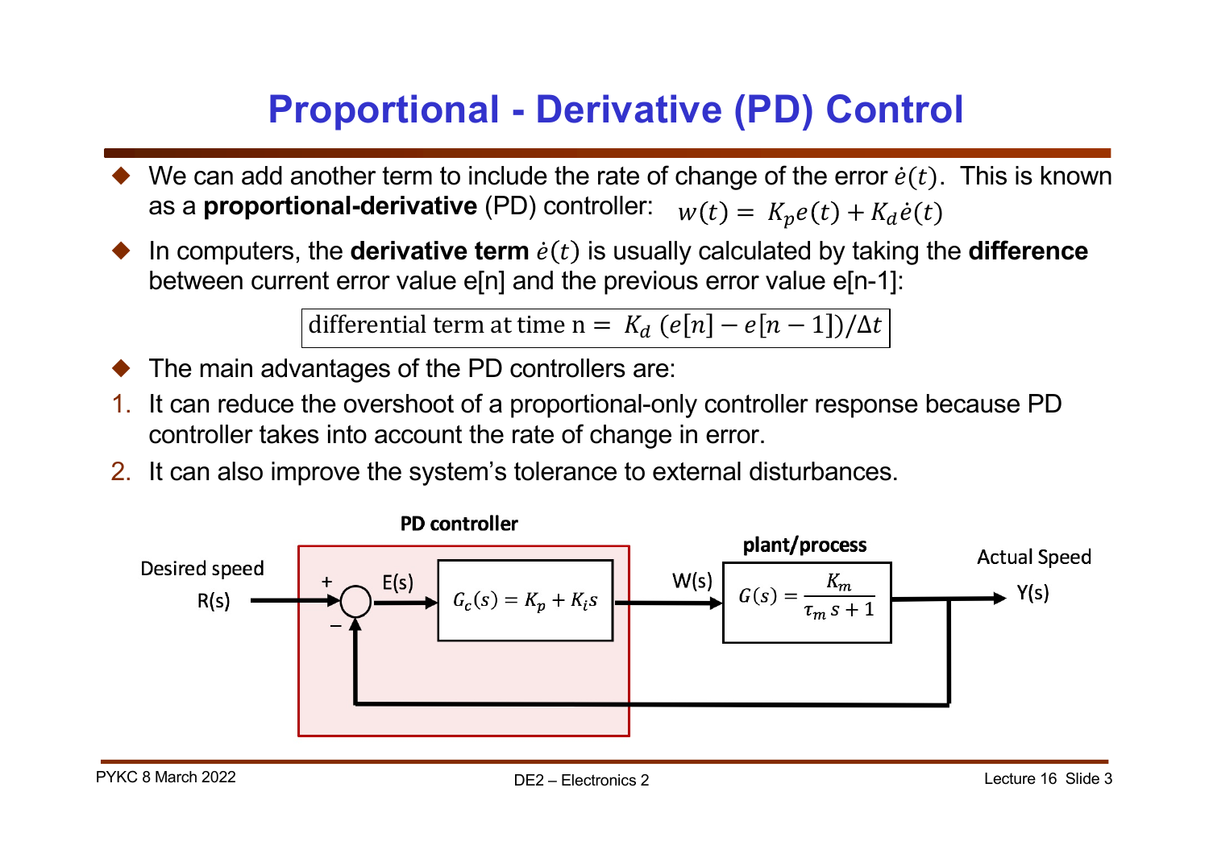# Proportional - Derivative (PD) Control

- We can add another term to include the rate of change of the error $\dot{e}(t)$. This is known as a **proportional-derivative** (PD) controller: $w(t) = K_p e(t) + K_d \dot{e}(t)$
- In computers, the **derivative term** $\dot{e}(t)$ is usually calculated by taking the **difference** between current error value e[n] and the previous error value e[n-1]:

$$\text{differential term at time n} = K_d \, (e[n] - e[n-1])/\Delta t$$

- The main advantages of the PD controllers are:

1. It can reduce the overshoot of a proportional-only controller response because PD controller takes into account the rate of change in error.
2. It can also improve the system's tolerance to external disturbances.

PD controller

plant/process

Desired speed

R(s)

+

−

E(s)

$G_c(s) = K_p + K_i s$

W(s)

$G(s) = \frac{K_m}{\tau_m s + 1}$

Actual Speed

Y(s)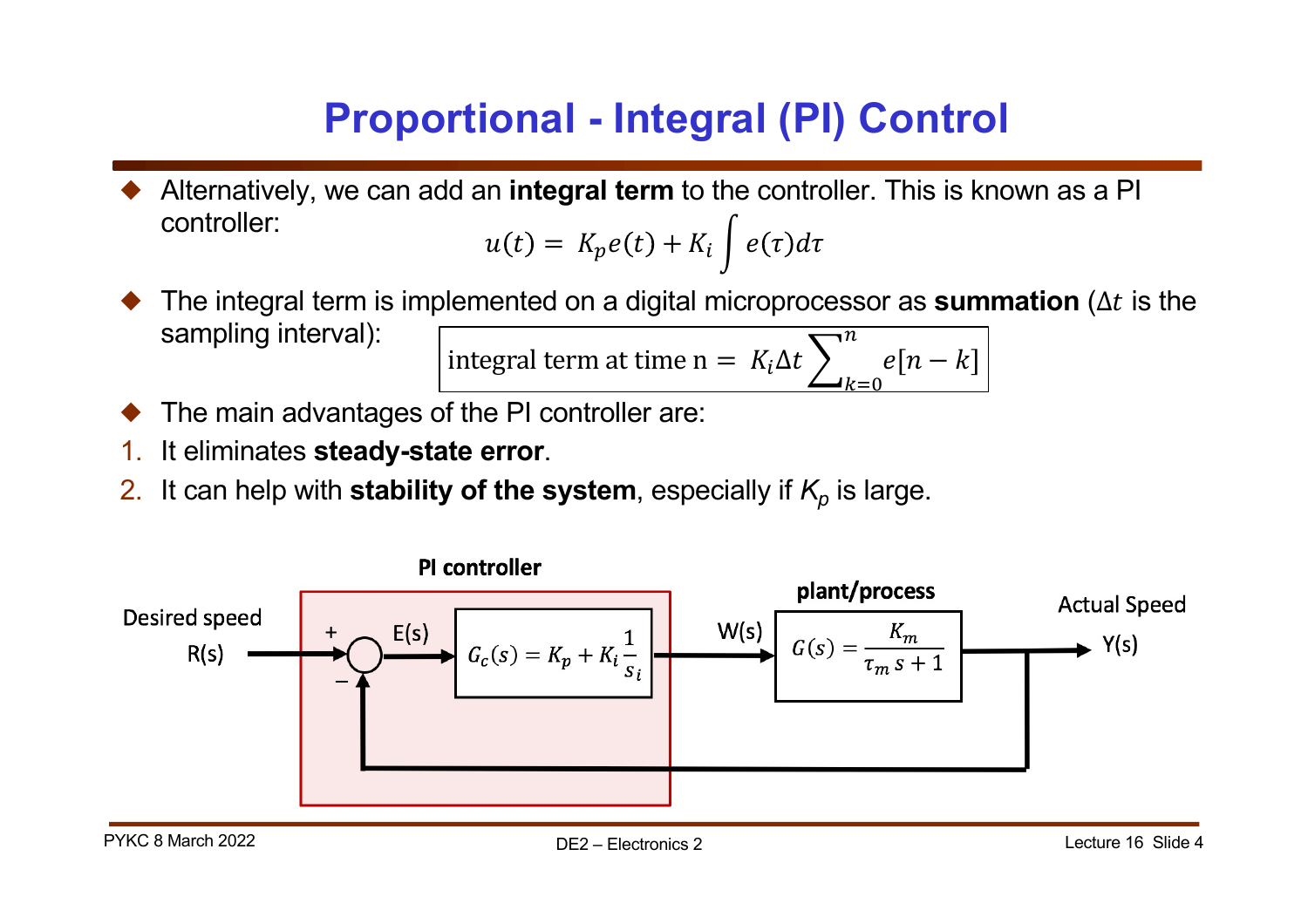# Proportional - Integral (PI) Control

- Alternatively, we can add an **integral term** to the controller. This is known as a PI controller:

$$u(t) = K_p e(t) + K_i \int e(\tau) d\tau$$

- The integral term is implemented on a digital microprocessor as **summation** ($\Delta t$ is the sampling interval):

$$\text{integral term at time n} = K_i \Delta t \sum_{k=0}^{n} e[n-k]$$

- The main advantages of the PI controller are:

1. It eliminates **steady-state error**.
2. It can help with **stability of the system**, especially if $K_p$ is large.

PI controller

plant/process

Desired speed

R(s)

+

−

E(s)

$G_c(s) = K_p + K_i \frac{1}{s_i}$

W(s)

$G(s) = \frac{K_m}{\tau_m s + 1}$

Actual Speed

Y(s)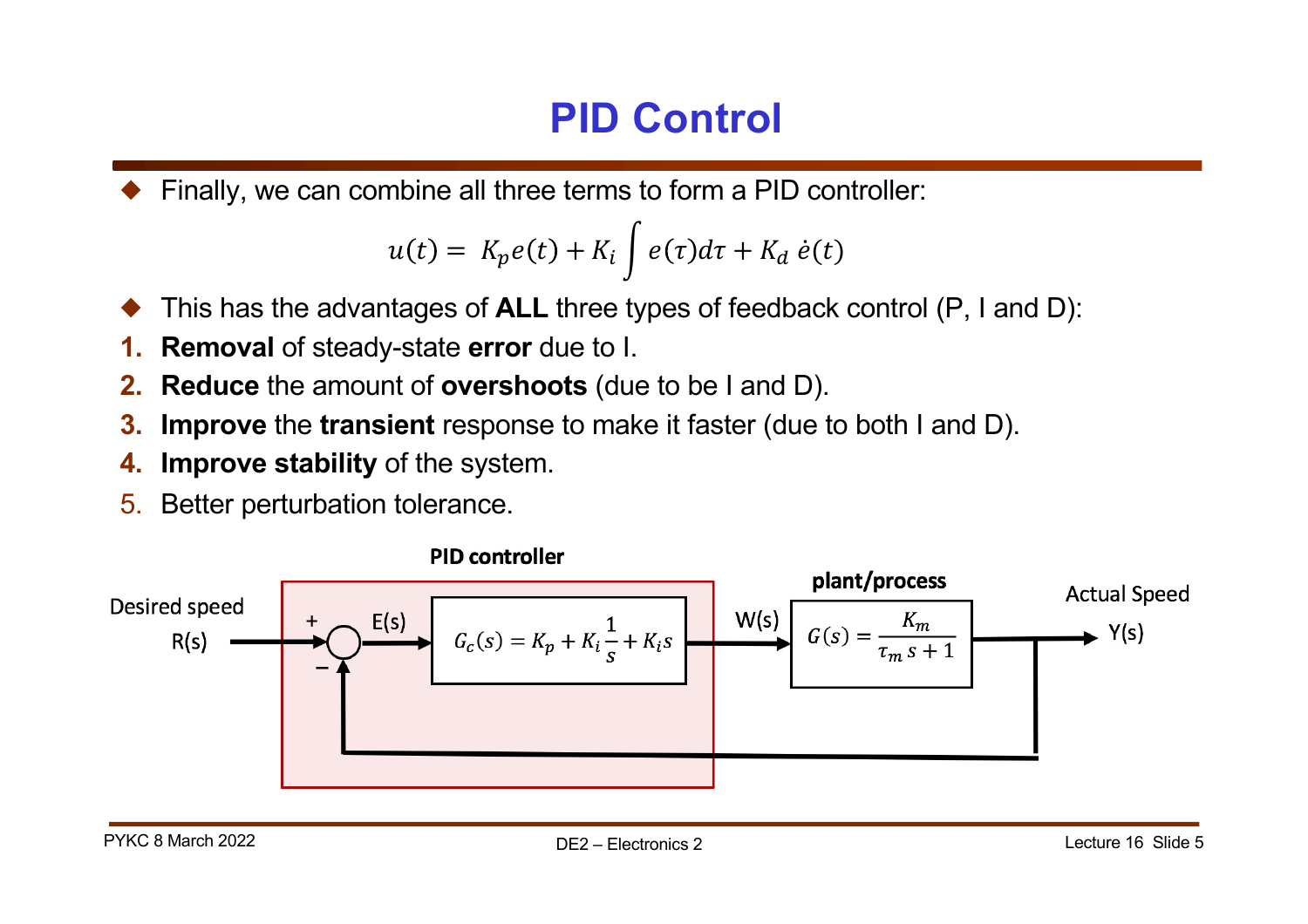# PID Control

- Finally, we can combine all three terms to form a PID controller:

$$u(t) = K_p e(t) + K_i \int e(\tau) d\tau + K_d \dot{e}(t)$$

- This has the advantages of **ALL** three types of feedback control (P, I and D):

1. **Removal** of steady-state **error** due to I.
2. **Reduce** the amount of **overshoots** (due to be I and D).
3. **Improve** the **transient** response to make it faster (due to both I and D).
4. **Improve stability** of the system.
5. Better perturbation tolerance.

PID controller

Desired speed

R(s)

+

−

E(s)

$G_c(s) = K_p + K_i \frac{1}{s} + K_i s$

W(s)

plant/process

$G(s) = \frac{K_m}{\tau_m s + 1}$

Actual Speed

Y(s)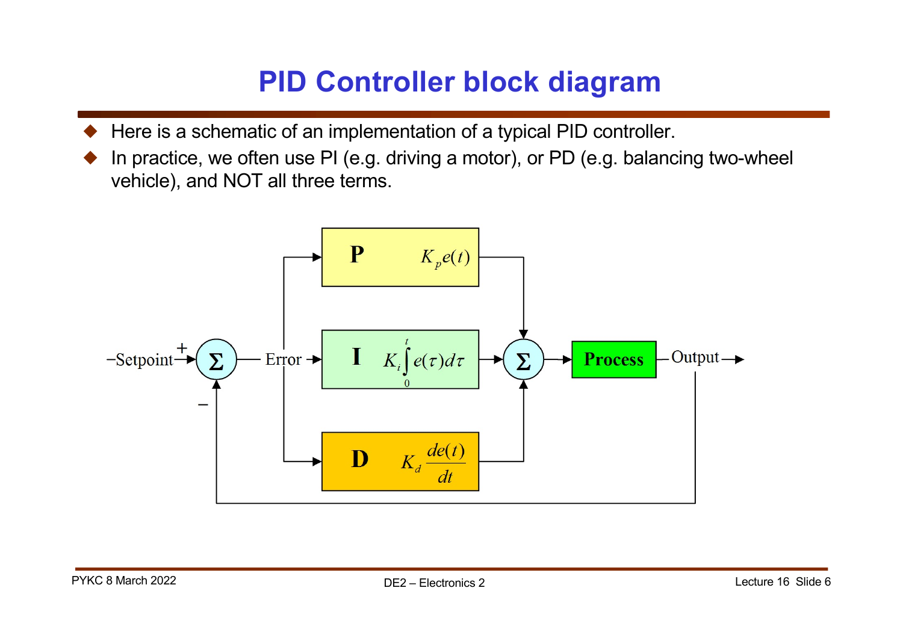# PID Controller block diagram

- Here is a schematic of an implementation of a typical PID controller.
- In practice, we often use PI (e.g. driving a motor), or PD (e.g. balancing two-wheel vehicle), and NOT all three terms.

Setpoint
+
−
Σ
Error
P $K_p e(t)$
I $K_i \int_0^t e(\tau) d\tau$
D $K_d \frac{de(t)}{dt}$
Σ
Process
Output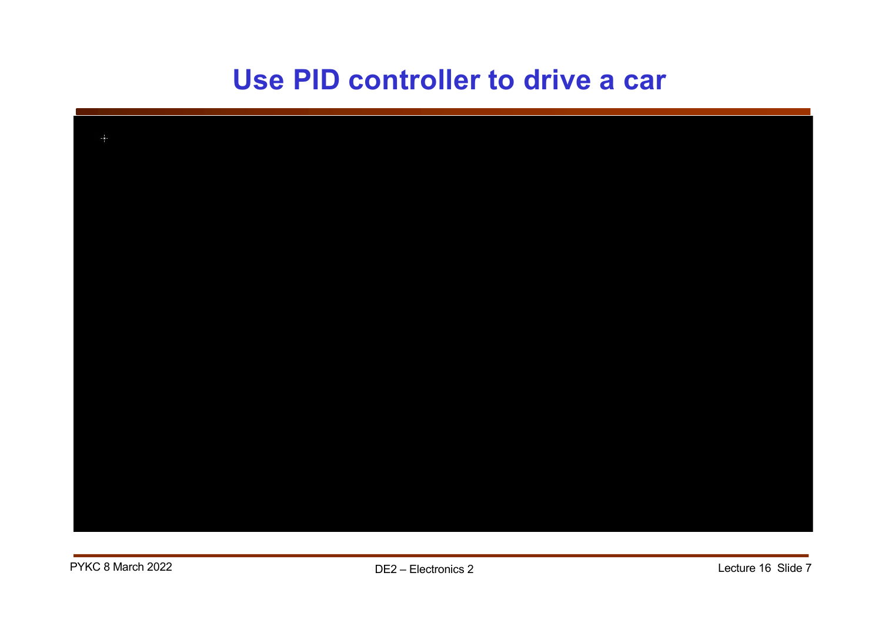# Use PID controller to drive a car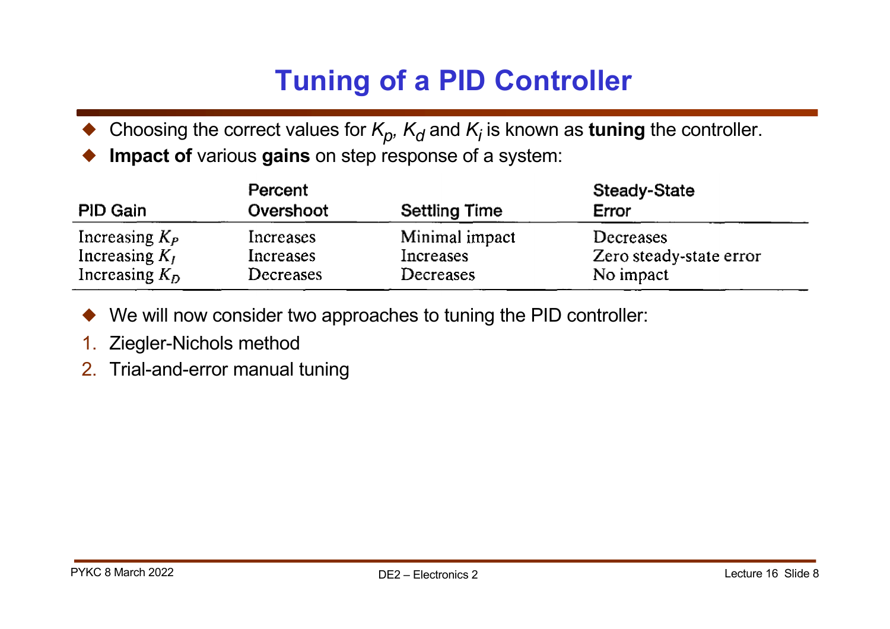# Tuning of a PID Controller

- Choosing the correct values for $K_p$, $K_d$ and $K_i$ is known as **tuning** the controller.
- **Impact of** various **gains** on step response of a system:

| PID Gain | Percent Overshoot | Settling Time | Steady-State Error |
|---|---|---|---|
| Increasing $K_P$ | Increases | Minimal impact | Decreases |
| Increasing $K_I$ | Increases | Increases | Zero steady-state error |
| Increasing $K_D$ | Decreases | Decreases | No impact |

- We will now consider two approaches to tuning the PID controller:

1. Ziegler-Nichols method
2. Trial-and-error manual tuning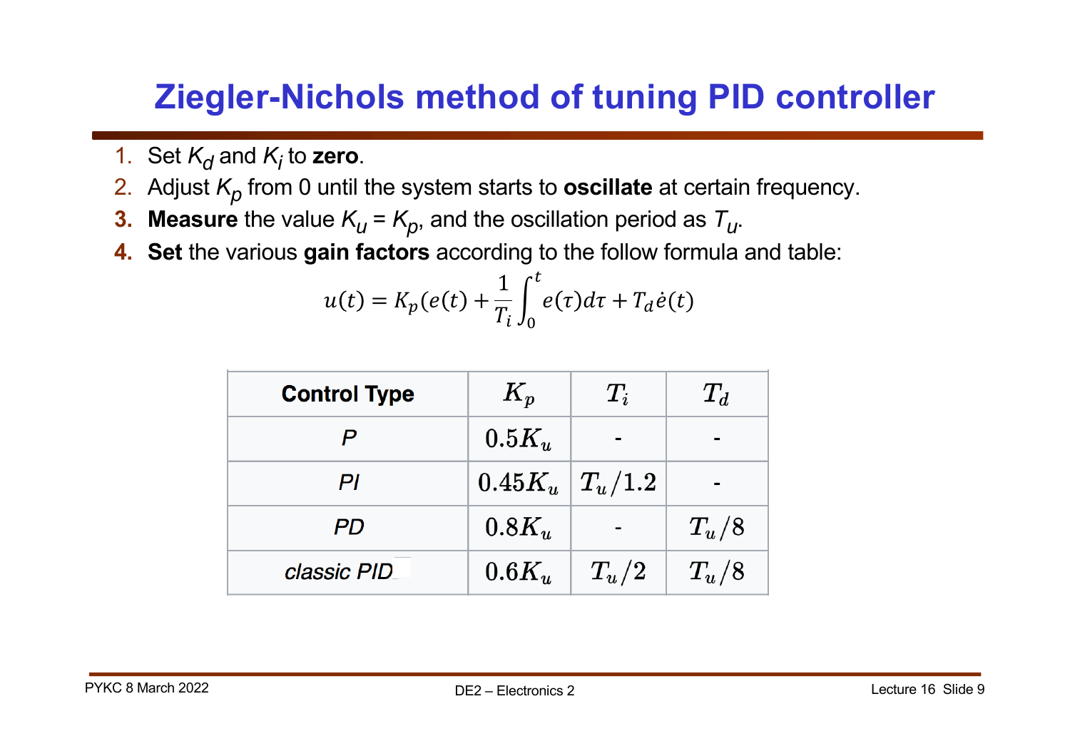# Ziegler-Nichols method of tuning PID controller

1. Set $K_d$ and $K_i$ to **zero**.
2. Adjust $K_p$ from 0 until the system starts to **oscillate** at certain frequency.
3. **Measure** the value $K_u = K_p$, and the oscillation period as $T_u$.
4. **Set** the various **gain factors** according to the follow formula and table:

$$u(t) = K_p(e(t) + \frac{1}{T_i}\int_0^t e(\tau)d\tau + T_d\dot{e}(t)$$

| Control Type | $K_p$ | $T_i$ | $T_d$ |
|---|---|---|---|
| *P* | $0.5K_u$ | - | - |
| *PI* | $0.45K_u$ | $T_u/1.2$ | - |
| *PD* | $0.8K_u$ | - | $T_u/8$ |
| *classic PID* | $0.6K_u$ | $T_u/2$ | $T_u/8$ |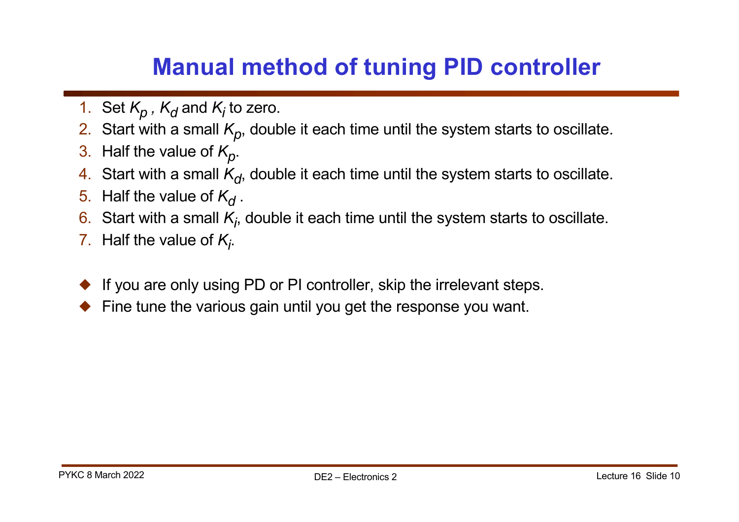# Manual method of tuning PID controller

1. Set $K_p$ , $K_d$ and $K_i$ to zero.
2. Start with a small $K_p$, double it each time until the system starts to oscillate.
3. Half the value of $K_p$.
4. Start with a small $K_d$, double it each time until the system starts to oscillate.
5. Half the value of $K_d$ .
6. Start with a small $K_i$, double it each time until the system starts to oscillate.
7. Half the value of $K_i$.

- If you are only using PD or PI controller, skip the irrelevant steps.
- Fine tune the various gain until you get the response you want.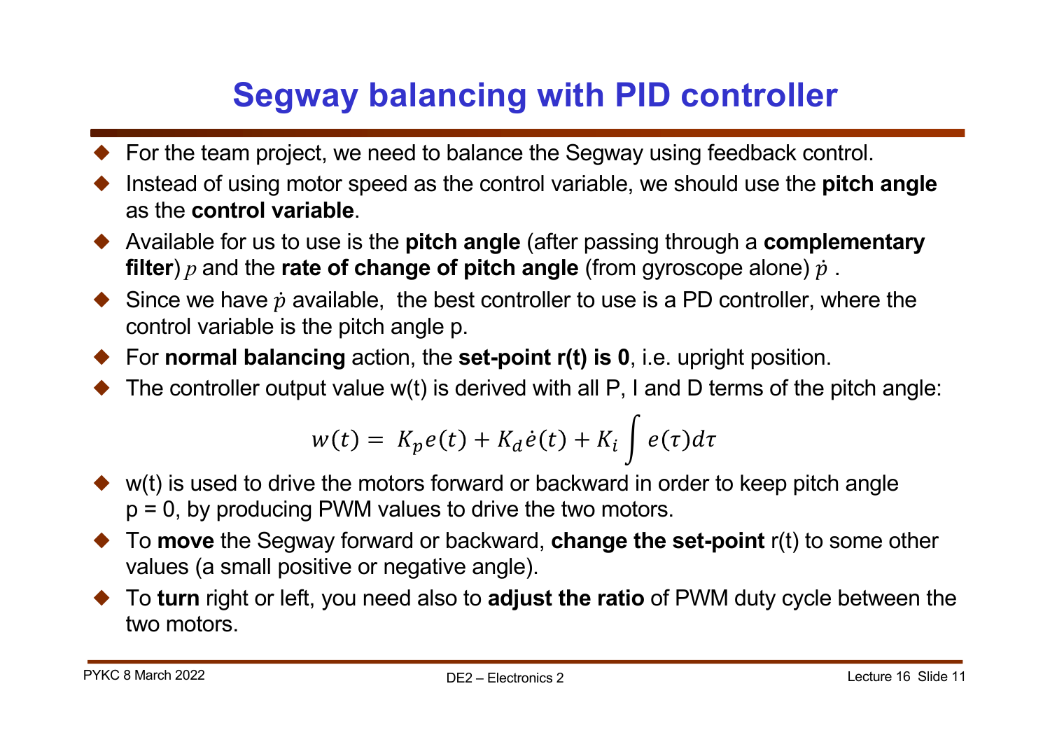# Segway balancing with PID controller

- For the team project, we need to balance the Segway using feedback control.
- Instead of using motor speed as the control variable, we should use the **pitch angle** as the **control variable**.
- Available for us to use is the **pitch angle** (after passing through a **complementary filter**) $p$ and the **rate of change of pitch angle** (from gyroscope alone) $\dot{p}$ .
- Since we have $\dot{p}$ available, the best controller to use is a PD controller, where the control variable is the pitch angle p.
- For **normal balancing** action, the **set-point r(t) is 0**, i.e. upright position.
- The controller output value w(t) is derived with all P, I and D terms of the pitch angle:

$$w(t) = K_p e(t) + K_d \dot{e}(t) + K_i \int e(\tau) d\tau$$

- w(t) is used to drive the motors forward or backward in order to keep pitch angle p = 0, by producing PWM values to drive the two motors.
- To **move** the Segway forward or backward, **change the set-point** r(t) to some other values (a small positive or negative angle).
- To **turn** right or left, you need also to **adjust the ratio** of PWM duty cycle between the two motors.